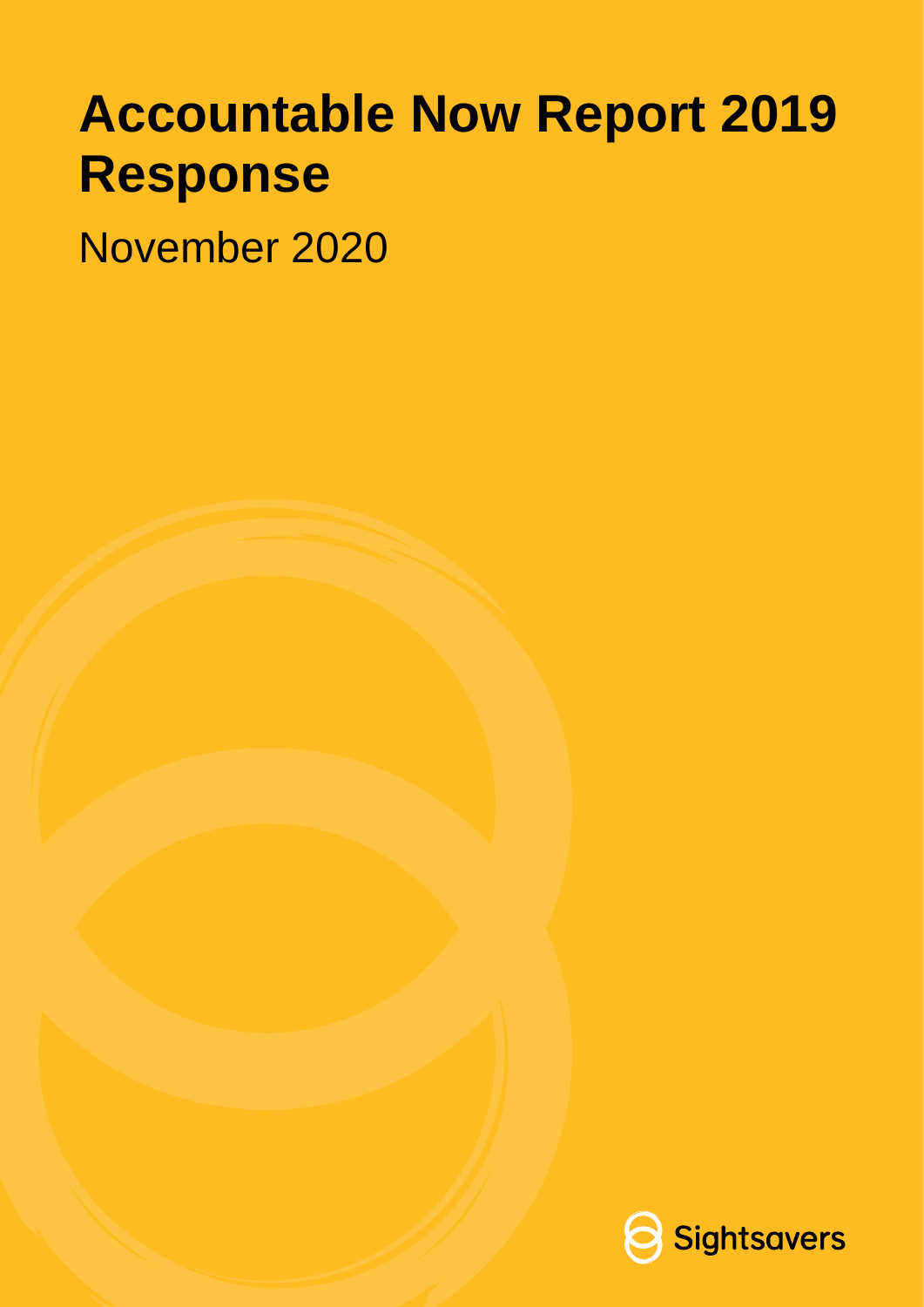# Accountable Now Report 2019 Response

November 2020

Sightsavers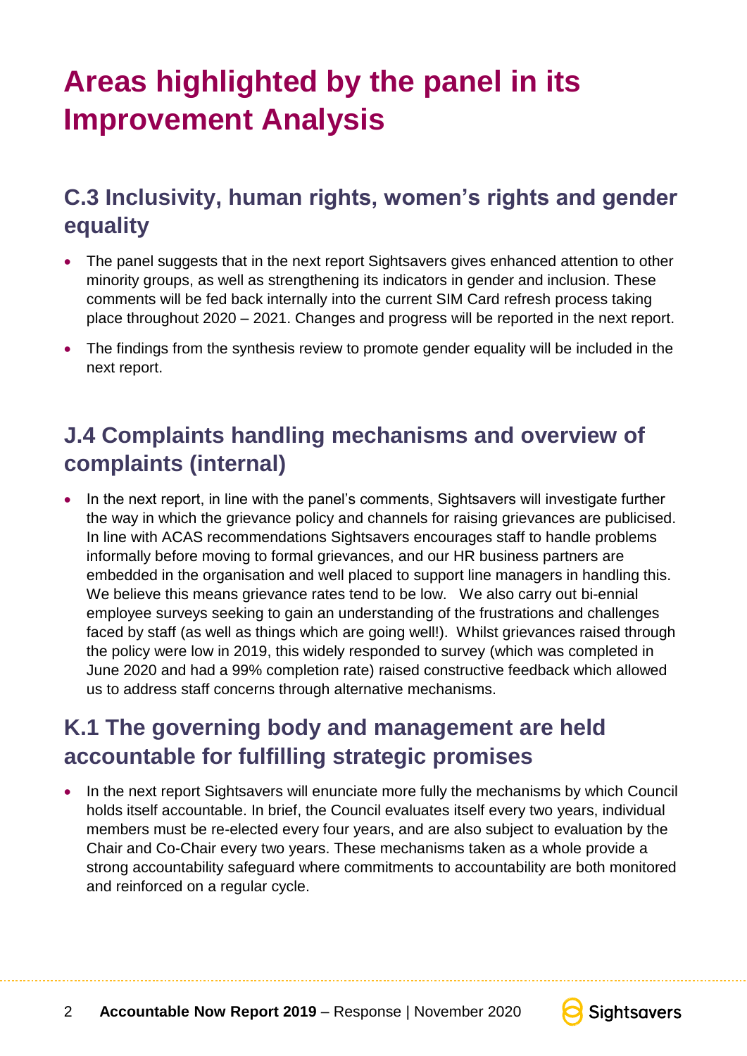# Areas highlighted by the panel in its Improvement Analysis

## C.3 Inclusivity, human rights, women's rights and gender equality

- The panel suggests that in the next report Sightsavers gives enhanced attention to other minority groups, as well as strengthening its indicators in gender and inclusion. These comments will be fed back internally into the current SIM Card refresh process taking place throughout 2020 – 2021. Changes and progress will be reported in the next report.
- The findings from the synthesis review to promote gender equality will be included in the next report.

## J.4 Complaints handling mechanisms and overview of complaints (internal)

- In the next report, in line with the panel's comments, Sightsavers will investigate further the way in which the grievance policy and channels for raising grievances are publicised. In line with ACAS recommendations Sightsavers encourages staff to handle problems informally before moving to formal grievances, and our HR business partners are embedded in the organisation and well placed to support line managers in handling this. We believe this means grievance rates tend to be low. We also carry out bi-ennial employee surveys seeking to gain an understanding of the frustrations and challenges faced by staff (as well as things which are going well!). Whilst grievances raised through the policy were low in 2019, this widely responded to survey (which was completed in June 2020 and had a 99% completion rate) raised constructive feedback which allowed us to address staff concerns through alternative mechanisms.

## K.1 The governing body and management are held accountable for fulfilling strategic promises

- In the next report Sightsavers will enunciate more fully the mechanisms by which Council holds itself accountable. In brief, the Council evaluates itself every two years, individual members must be re-elected every four years, and are also subject to evaluation by the Chair and Co-Chair every two years. These mechanisms taken as a whole provide a strong accountability safeguard where commitments to accountability are both monitored and reinforced on a regular cycle.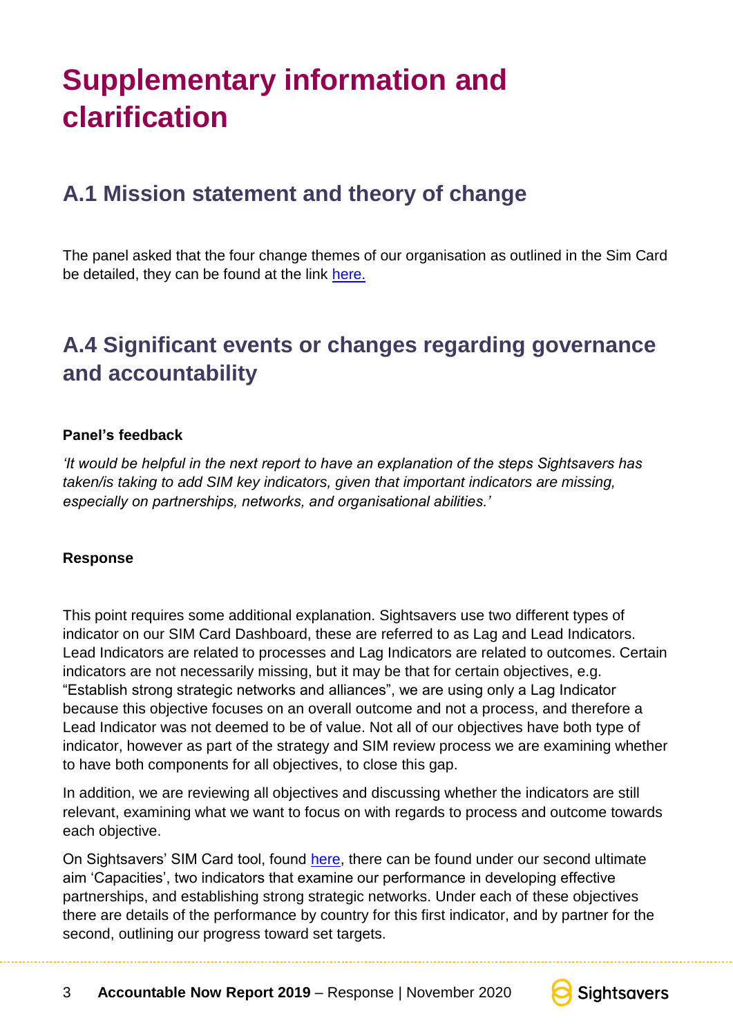# Supplementary information and clarification

## A.1 Mission statement and theory of change

The panel asked that the four change themes of our organisation as outlined in the Sim Card be detailed, they can be found at the link here.

## A.4 Significant events or changes regarding governance and accountability

**Panel's feedback**

*'It would be helpful in the next report to have an explanation of the steps Sightsavers has taken/is taking to add SIM key indicators, given that important indicators are missing, especially on partnerships, networks, and organisational abilities.'*

**Response**

This point requires some additional explanation. Sightsavers use two different types of indicator on our SIM Card Dashboard, these are referred to as Lag and Lead Indicators. Lead Indicators are related to processes and Lag Indicators are related to outcomes. Certain indicators are not necessarily missing, but it may be that for certain objectives, e.g. "Establish strong strategic networks and alliances", we are using only a Lag Indicator because this objective focuses on an overall outcome and not a process, and therefore a Lead Indicator was not deemed to be of value. Not all of our objectives have both type of indicator, however as part of the strategy and SIM review process we are examining whether to have both components for all objectives, to close this gap.

In addition, we are reviewing all objectives and discussing whether the indicators are still relevant, examining what we want to focus on with regards to process and outcome towards each objective.

On Sightsavers' SIM Card tool, found here, there can be found under our second ultimate aim 'Capacities', two indicators that examine our performance in developing effective partnerships, and establishing strong strategic networks. Under each of these objectives there are details of the performance by country for this first indicator, and by partner for the second, outlining our progress toward set targets.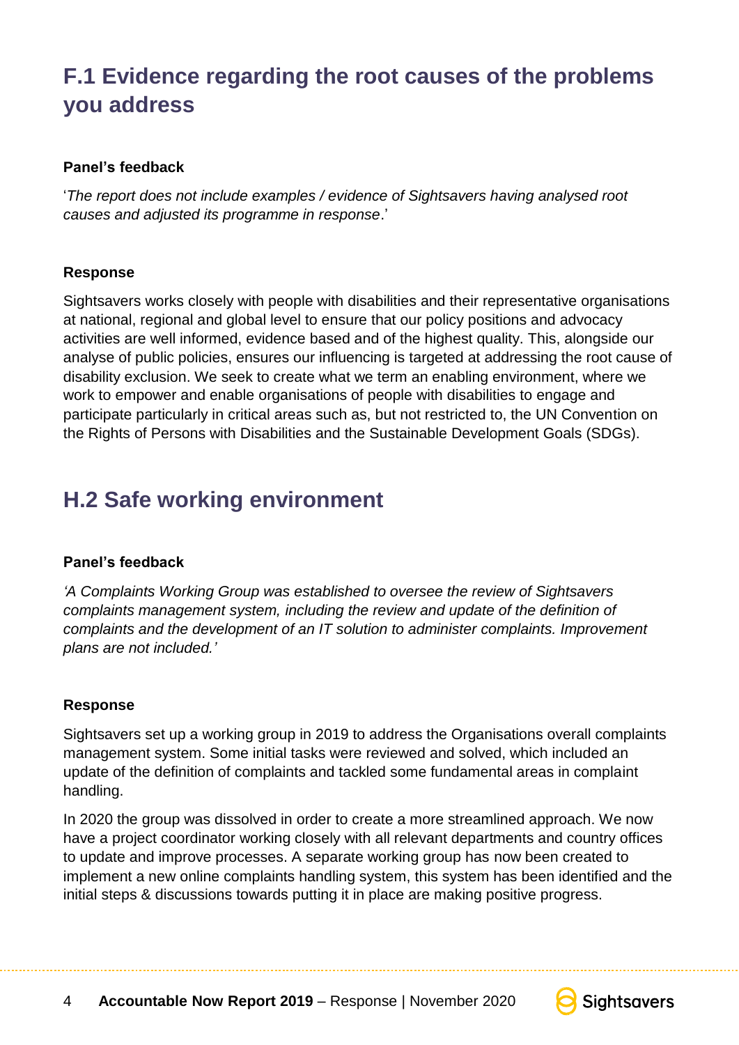## F.1 Evidence regarding the root causes of the problems you address

**Panel's feedback**

'*The report does not include examples / evidence of Sightsavers having analysed root causes and adjusted its programme in response*.'

**Response**

Sightsavers works closely with people with disabilities and their representative organisations at national, regional and global level to ensure that our policy positions and advocacy activities are well informed, evidence based and of the highest quality. This, alongside our analyse of public policies, ensures our influencing is targeted at addressing the root cause of disability exclusion. We seek to create what we term an enabling environment, where we work to empower and enable organisations of people with disabilities to engage and participate particularly in critical areas such as, but not restricted to, the UN Convention on the Rights of Persons with Disabilities and the Sustainable Development Goals (SDGs).

## H.2 Safe working environment

**Panel's feedback**

*'A Complaints Working Group was established to oversee the review of Sightsavers complaints management system, including the review and update of the definition of complaints and the development of an IT solution to administer complaints. Improvement plans are not included.'*

**Response**

Sightsavers set up a working group in 2019 to address the Organisations overall complaints management system. Some initial tasks were reviewed and solved, which included an update of the definition of complaints and tackled some fundamental areas in complaint handling.

In 2020 the group was dissolved in order to create a more streamlined approach. We now have a project coordinator working closely with all relevant departments and country offices to update and improve processes. A separate working group has now been created to implement a new online complaints handling system, this system has been identified and the initial steps & discussions towards putting it in place are making positive progress.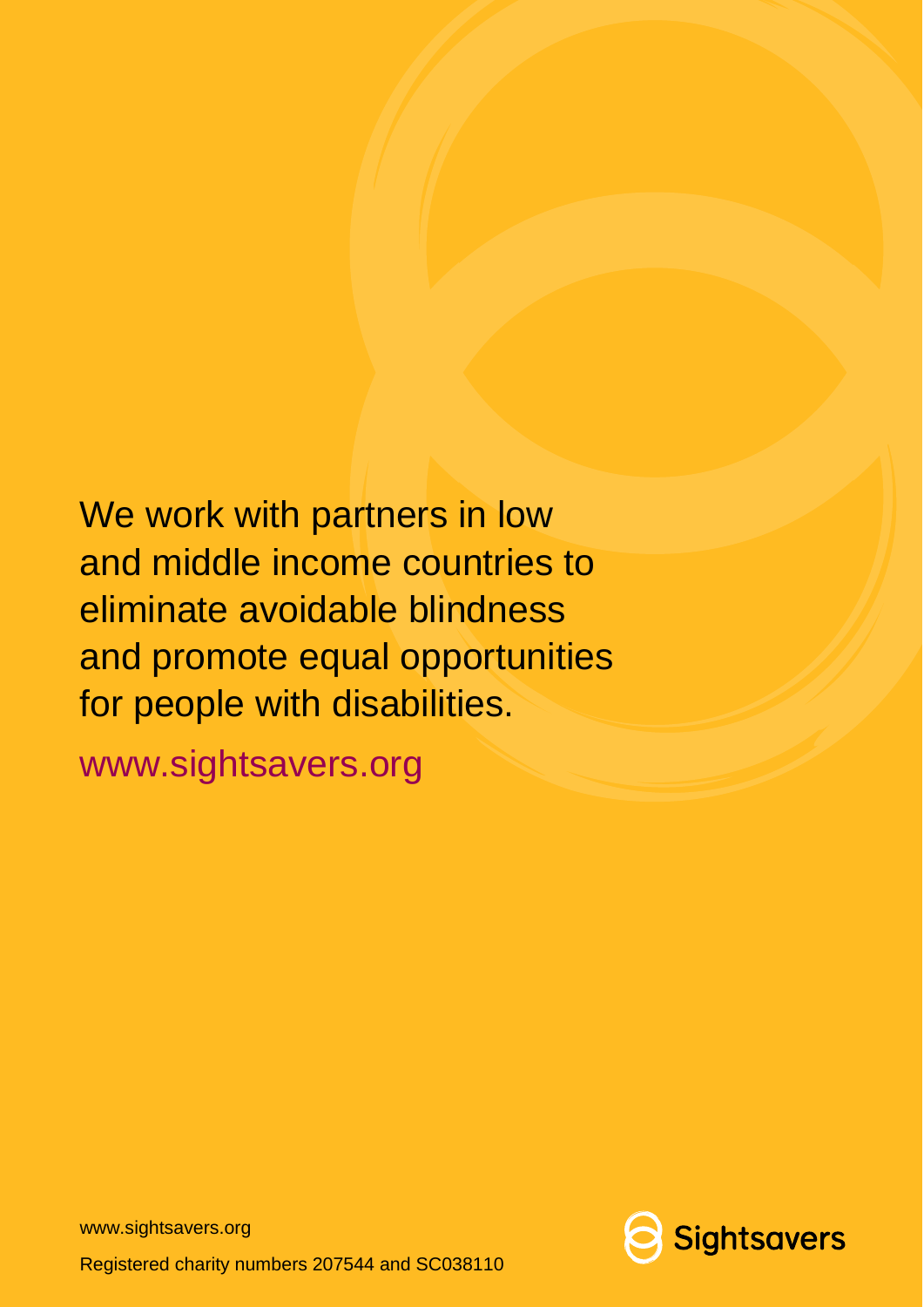We work with partners in low and middle income countries to eliminate avoidable blindness and promote equal opportunities for people with disabilities.

www.sightsavers.org

www.sightsavers.org

Registered charity numbers 207544 and SC038110

Sightsavers